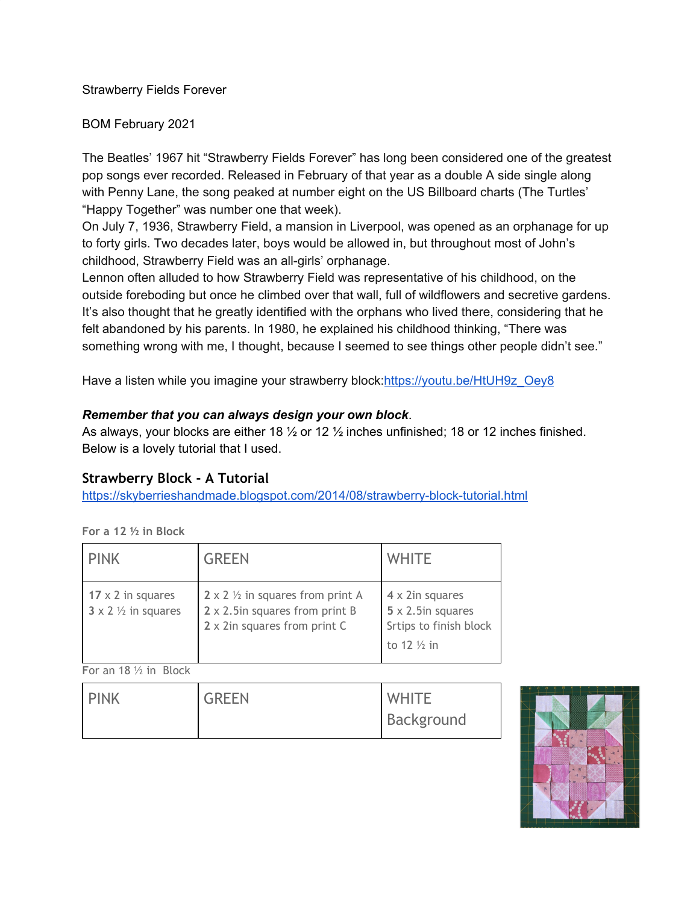Strawberry Fields Forever

BOM February 2021

The Beatles' 1967 hit "Strawberry Fields Forever" has long been considered one of the greatest pop songs ever recorded. Released in February of that year as a double A side single along with Penny Lane, the song peaked at number eight on the US Billboard charts (The Turtles' "Happy Together" was number one that week).
On July 7, 1936, Strawberry Field, a mansion in Liverpool, was opened as an orphanage for up to forty girls. Two decades later, boys would be allowed in, but throughout most of John's childhood, Strawberry Field was an all-girls' orphanage.
Lennon often alluded to how Strawberry Field was representative of his childhood, on the outside foreboding but once he climbed over that wall, full of wildflowers and secretive gardens. It's also thought that he greatly identified with the orphans who lived there, considering that he felt abandoned by his parents. In 1980, he explained his childhood thinking, "There was something wrong with me, I thought, because I seemed to see things other people didn't see."

Have a listen while you imagine your strawberry block:https://youtu.be/HtUH9z_Oey8

***Remember that you can always design your own block***.
As always, your blocks are either 18 ½ or 12 ½ inches unfinished; 18 or 12 inches finished.
Below is a lovely tutorial that I used.

## Strawberry Block - A Tutorial

https://skyberrieshandmade.blogspot.com/2014/08/strawberry-block-tutorial.html

For a 12 ½ in Block

| PINK | GREEN | WHITE |
|---|---|---|
| 17 x 2 in squares<br>3 x 2 ½ in squares | 2 x 2 ½ in squares from print A<br>2 x 2.5in squares from print B<br>2 x 2in squares from print C | 4 x 2in squares<br>5 x 2.5in squares<br>Srtips to finish block to 12 ½ in |

For an 18 ½ in Block

| PINK | GREEN | WHITE Background |
|---|---|---|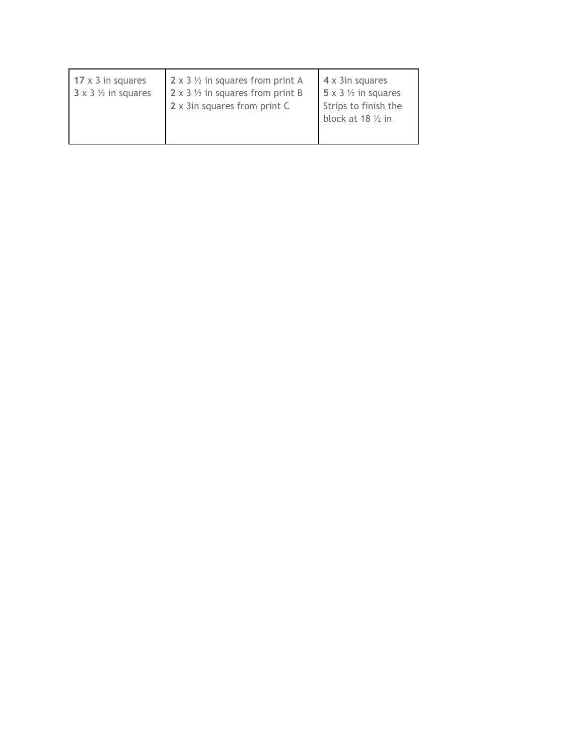| | | |
|---|---|---|
| **17** x 3 in squares<br>**3** x 3 ½ in squares | **2** x 3 ½ in squares from print A<br>**2** x 3 ½ in squares from print B<br>**2** x 3in squares from print C | **4** x 3in squares<br>**5** x 3 ½ in squares<br>Strips to finish the block at 18 ½ in |